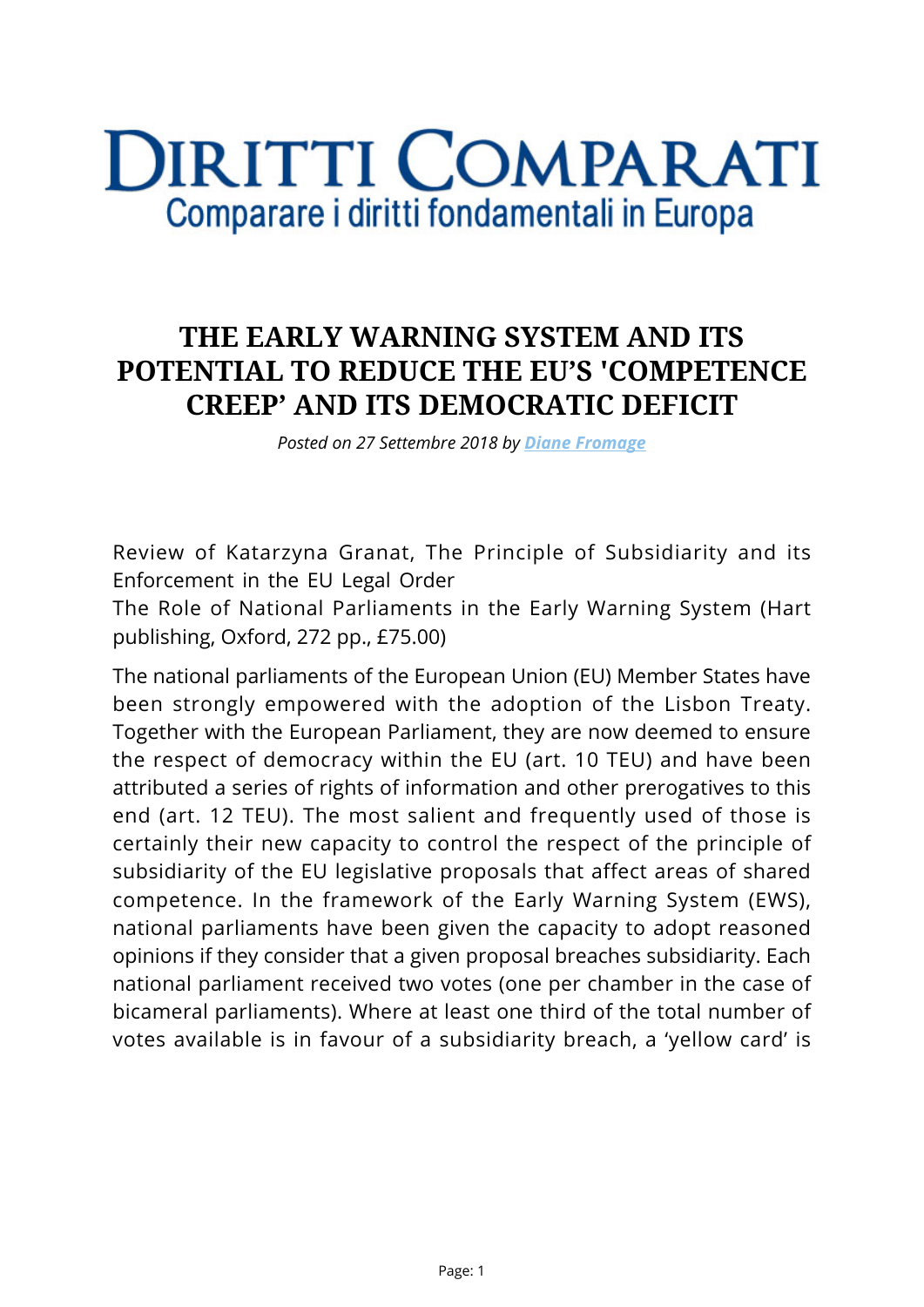# DIRITTI COMPARATI

Comparare i diritti fondamentali in Europa

## THE EARLY WARNING SYSTEM AND ITS POTENTIAL TO REDUCE THE EU'S 'COMPETENCE CREEP' AND ITS DEMOCRATIC DEFICIT

*Posted on 27 Settembre 2018 by Diane Fromage*

Review of Katarzyna Granat, The Principle of Subsidiarity and its Enforcement in the EU Legal Order
The Role of National Parliaments in the Early Warning System (Hart publishing, Oxford, 272 pp., £75.00)

The national parliaments of the European Union (EU) Member States have been strongly empowered with the adoption of the Lisbon Treaty. Together with the European Parliament, they are now deemed to ensure the respect of democracy within the EU (art. 10 TEU) and have been attributed a series of rights of information and other prerogatives to this end (art. 12 TEU). The most salient and frequently used of those is certainly their new capacity to control the respect of the principle of subsidiarity of the EU legislative proposals that affect areas of shared competence. In the framework of the Early Warning System (EWS), national parliaments have been given the capacity to adopt reasoned opinions if they consider that a given proposal breaches subsidiarity. Each national parliament received two votes (one per chamber in the case of bicameral parliaments). Where at least one third of the total number of votes available is in favour of a subsidiarity breach, a 'yellow card' is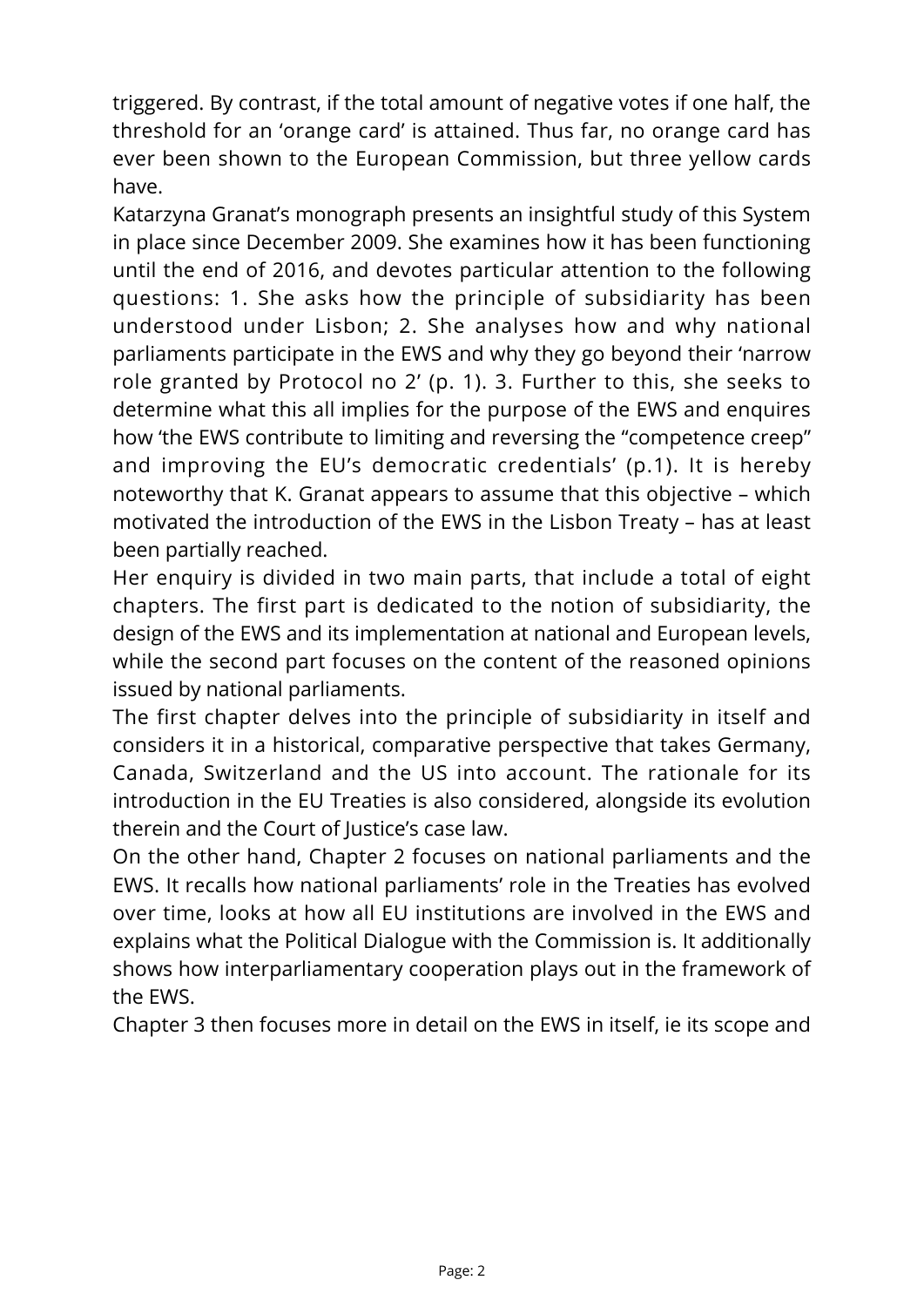triggered. By contrast, if the total amount of negative votes if one half, the threshold for an 'orange card' is attained. Thus far, no orange card has ever been shown to the European Commission, but three yellow cards have.

Katarzyna Granat's monograph presents an insightful study of this System in place since December 2009. She examines how it has been functioning until the end of 2016, and devotes particular attention to the following questions: 1. She asks how the principle of subsidiarity has been understood under Lisbon; 2. She analyses how and why national parliaments participate in the EWS and why they go beyond their 'narrow role granted by Protocol no 2' (p. 1). 3. Further to this, she seeks to determine what this all implies for the purpose of the EWS and enquires how 'the EWS contribute to limiting and reversing the "competence creep" and improving the EU's democratic credentials' (p.1). It is hereby noteworthy that K. Granat appears to assume that this objective – which motivated the introduction of the EWS in the Lisbon Treaty – has at least been partially reached.

Her enquiry is divided in two main parts, that include a total of eight chapters. The first part is dedicated to the notion of subsidiarity, the design of the EWS and its implementation at national and European levels, while the second part focuses on the content of the reasoned opinions issued by national parliaments.

The first chapter delves into the principle of subsidiarity in itself and considers it in a historical, comparative perspective that takes Germany, Canada, Switzerland and the US into account. The rationale for its introduction in the EU Treaties is also considered, alongside its evolution therein and the Court of Justice's case law.

On the other hand, Chapter 2 focuses on national parliaments and the EWS. It recalls how national parliaments' role in the Treaties has evolved over time, looks at how all EU institutions are involved in the EWS and explains what the Political Dialogue with the Commission is. It additionally shows how interparliamentary cooperation plays out in the framework of the EWS.

Chapter 3 then focuses more in detail on the EWS in itself, ie its scope and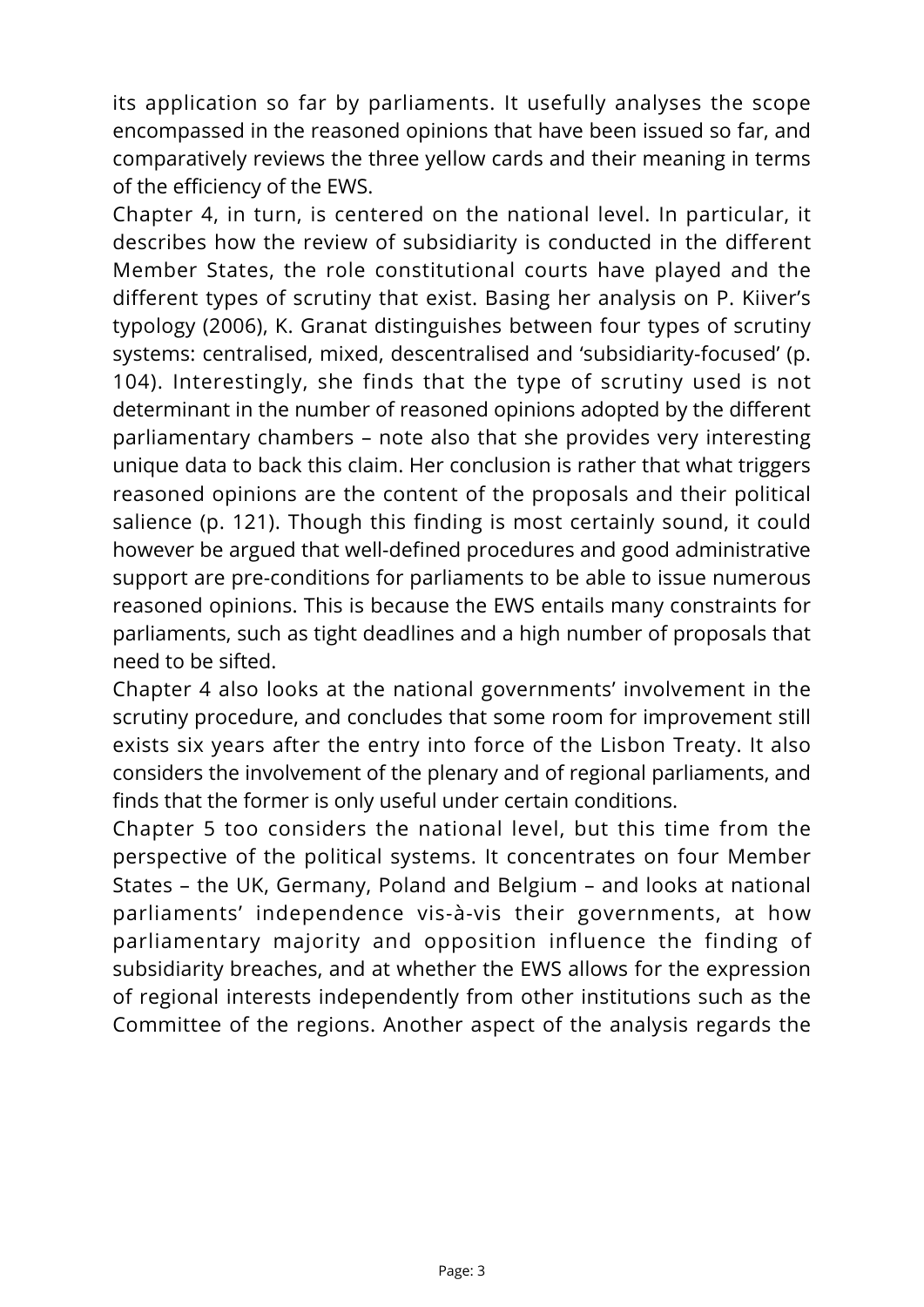its application so far by parliaments. It usefully analyses the scope encompassed in the reasoned opinions that have been issued so far, and comparatively reviews the three yellow cards and their meaning in terms of the efficiency of the EWS.

Chapter 4, in turn, is centered on the national level. In particular, it describes how the review of subsidiarity is conducted in the different Member States, the role constitutional courts have played and the different types of scrutiny that exist. Basing her analysis on P. Kiiver's typology (2006), K. Granat distinguishes between four types of scrutiny systems: centralised, mixed, descentralised and 'subsidiarity-focused' (p. 104). Interestingly, she finds that the type of scrutiny used is not determinant in the number of reasoned opinions adopted by the different parliamentary chambers – note also that she provides very interesting unique data to back this claim. Her conclusion is rather that what triggers reasoned opinions are the content of the proposals and their political salience (p. 121). Though this finding is most certainly sound, it could however be argued that well-defined procedures and good administrative support are pre-conditions for parliaments to be able to issue numerous reasoned opinions. This is because the EWS entails many constraints for parliaments, such as tight deadlines and a high number of proposals that need to be sifted.

Chapter 4 also looks at the national governments' involvement in the scrutiny procedure, and concludes that some room for improvement still exists six years after the entry into force of the Lisbon Treaty. It also considers the involvement of the plenary and of regional parliaments, and finds that the former is only useful under certain conditions.

Chapter 5 too considers the national level, but this time from the perspective of the political systems. It concentrates on four Member States – the UK, Germany, Poland and Belgium – and looks at national parliaments' independence vis-à-vis their governments, at how parliamentary majority and opposition influence the finding of subsidiarity breaches, and at whether the EWS allows for the expression of regional interests independently from other institutions such as the Committee of the regions. Another aspect of the analysis regards the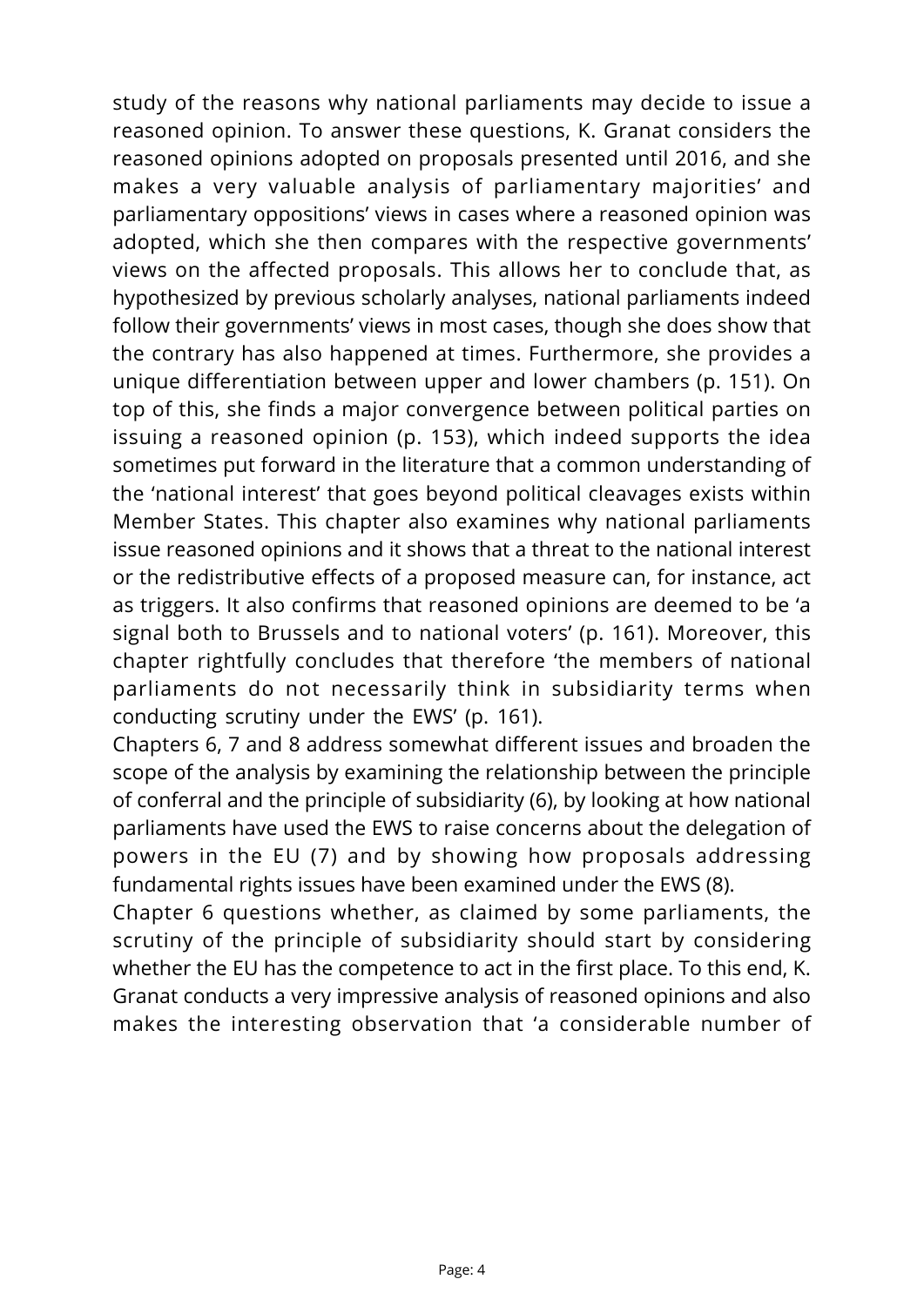study of the reasons why national parliaments may decide to issue a reasoned opinion. To answer these questions, K. Granat considers the reasoned opinions adopted on proposals presented until 2016, and she makes a very valuable analysis of parliamentary majorities' and parliamentary oppositions' views in cases where a reasoned opinion was adopted, which she then compares with the respective governments' views on the affected proposals. This allows her to conclude that, as hypothesized by previous scholarly analyses, national parliaments indeed follow their governments' views in most cases, though she does show that the contrary has also happened at times. Furthermore, she provides a unique differentiation between upper and lower chambers (p. 151). On top of this, she finds a major convergence between political parties on issuing a reasoned opinion (p. 153), which indeed supports the idea sometimes put forward in the literature that a common understanding of the 'national interest' that goes beyond political cleavages exists within Member States. This chapter also examines why national parliaments issue reasoned opinions and it shows that a threat to the national interest or the redistributive effects of a proposed measure can, for instance, act as triggers. It also confirms that reasoned opinions are deemed to be 'a signal both to Brussels and to national voters' (p. 161). Moreover, this chapter rightfully concludes that therefore 'the members of national parliaments do not necessarily think in subsidiarity terms when conducting scrutiny under the EWS' (p. 161).

Chapters 6, 7 and 8 address somewhat different issues and broaden the scope of the analysis by examining the relationship between the principle of conferral and the principle of subsidiarity (6), by looking at how national parliaments have used the EWS to raise concerns about the delegation of powers in the EU (7) and by showing how proposals addressing fundamental rights issues have been examined under the EWS (8).

Chapter 6 questions whether, as claimed by some parliaments, the scrutiny of the principle of subsidiarity should start by considering whether the EU has the competence to act in the first place. To this end, K. Granat conducts a very impressive analysis of reasoned opinions and also makes the interesting observation that 'a considerable number of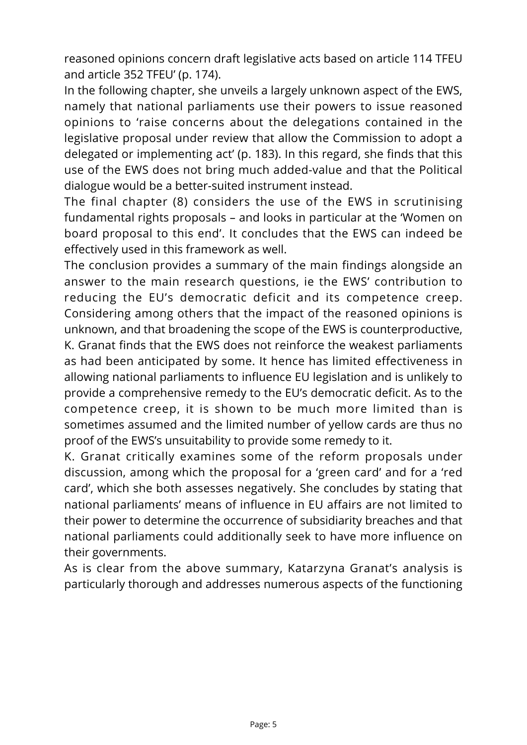reasoned opinions concern draft legislative acts based on article 114 TFEU and article 352 TFEU' (p. 174).

In the following chapter, she unveils a largely unknown aspect of the EWS, namely that national parliaments use their powers to issue reasoned opinions to 'raise concerns about the delegations contained in the legislative proposal under review that allow the Commission to adopt a delegated or implementing act' (p. 183). In this regard, she finds that this use of the EWS does not bring much added-value and that the Political dialogue would be a better-suited instrument instead.

The final chapter (8) considers the use of the EWS in scrutinising fundamental rights proposals – and looks in particular at the 'Women on board proposal to this end'. It concludes that the EWS can indeed be effectively used in this framework as well.

The conclusion provides a summary of the main findings alongside an answer to the main research questions, ie the EWS' contribution to reducing the EU's democratic deficit and its competence creep. Considering among others that the impact of the reasoned opinions is unknown, and that broadening the scope of the EWS is counterproductive, K. Granat finds that the EWS does not reinforce the weakest parliaments as had been anticipated by some. It hence has limited effectiveness in allowing national parliaments to influence EU legislation and is unlikely to provide a comprehensive remedy to the EU's democratic deficit. As to the competence creep, it is shown to be much more limited than is sometimes assumed and the limited number of yellow cards are thus no proof of the EWS's unsuitability to provide some remedy to it.

K. Granat critically examines some of the reform proposals under discussion, among which the proposal for a 'green card' and for a 'red card', which she both assesses negatively. She concludes by stating that national parliaments' means of influence in EU affairs are not limited to their power to determine the occurrence of subsidiarity breaches and that national parliaments could additionally seek to have more influence on their governments.

As is clear from the above summary, Katarzyna Granat's analysis is particularly thorough and addresses numerous aspects of the functioning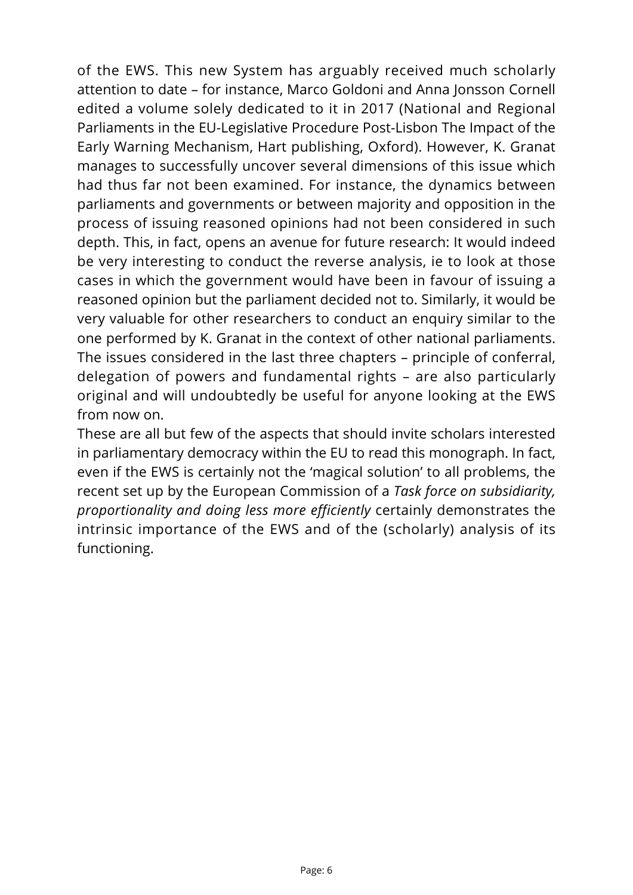of the EWS. This new System has arguably received much scholarly attention to date – for instance, Marco Goldoni and Anna Jonsson Cornell edited a volume solely dedicated to it in 2017 (National and Regional Parliaments in the EU-Legislative Procedure Post-Lisbon The Impact of the Early Warning Mechanism, Hart publishing, Oxford). However, K. Granat manages to successfully uncover several dimensions of this issue which had thus far not been examined. For instance, the dynamics between parliaments and governments or between majority and opposition in the process of issuing reasoned opinions had not been considered in such depth. This, in fact, opens an avenue for future research: It would indeed be very interesting to conduct the reverse analysis, ie to look at those cases in which the government would have been in favour of issuing a reasoned opinion but the parliament decided not to. Similarly, it would be very valuable for other researchers to conduct an enquiry similar to the one performed by K. Granat in the context of other national parliaments. The issues considered in the last three chapters – principle of conferral, delegation of powers and fundamental rights – are also particularly original and will undoubtedly be useful for anyone looking at the EWS from now on.

These are all but few of the aspects that should invite scholars interested in parliamentary democracy within the EU to read this monograph. In fact, even if the EWS is certainly not the 'magical solution' to all problems, the recent set up by the European Commission of a *Task force on subsidiarity, proportionality and doing less more efficiently* certainly demonstrates the intrinsic importance of the EWS and of the (scholarly) analysis of its functioning.